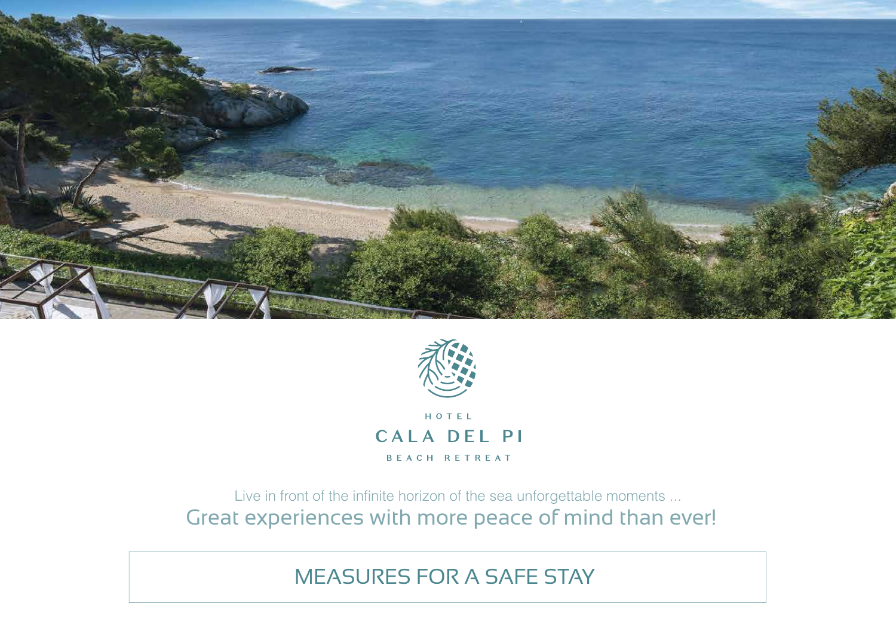HOTEL

# CALA DEL PI

BEACH RETREAT

Live in front of the infinite horizon of the sea unforgettable moments ...

Great experiences with more peace of mind than ever!

## MEASURES FOR A SAFE STAY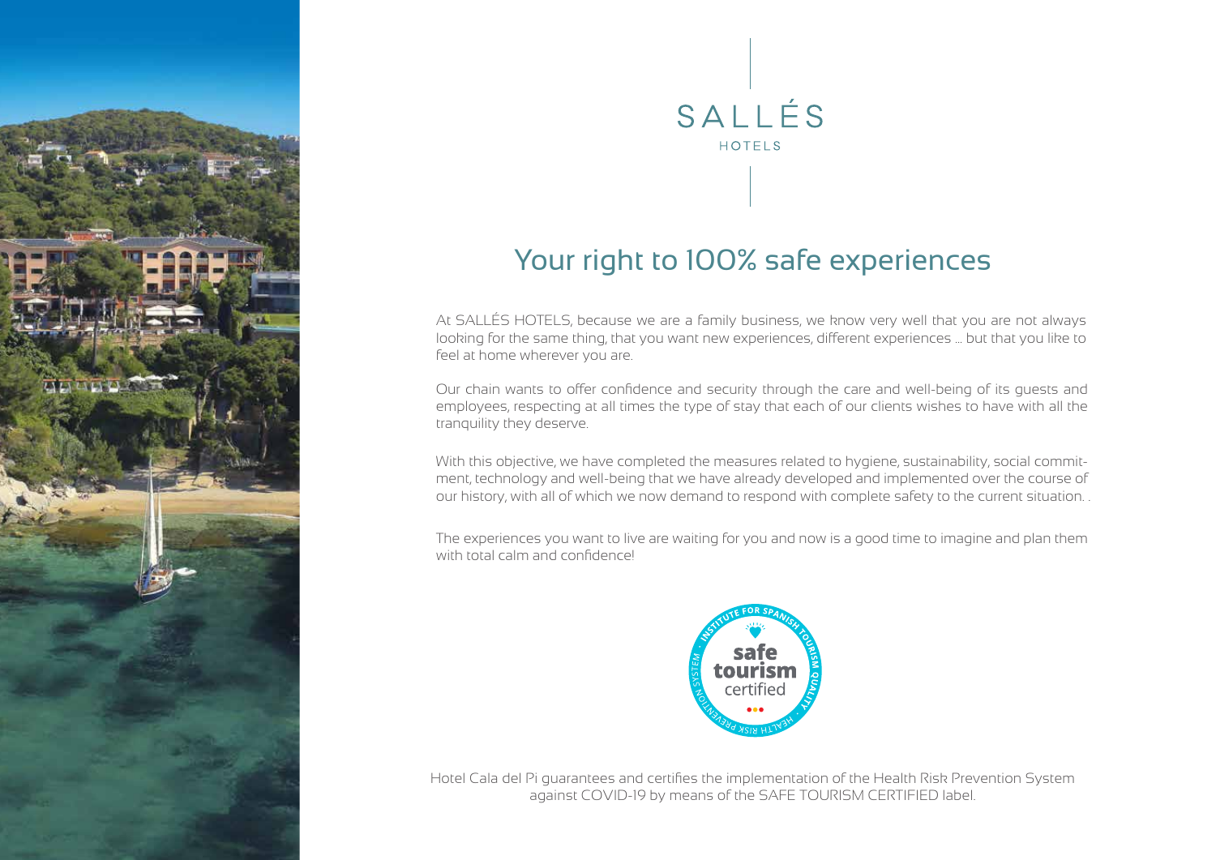SALLÉS

HOTELS

## Your right to 100% safe experiences

At SALLÉS HOTELS, because we are a family business, we know very well that you are not always looking for the same thing, that you want new experiences, different experiences ... but that you like to feel at home wherever you are.

Our chain wants to offer confidence and security through the care and well-being of its guests and employees, respecting at all times the type of stay that each of our clients wishes to have with all the tranquility they deserve.

With this objective, we have completed the measures related to hygiene, sustainability, social commitment, technology and well-being that we have already developed and implemented over the course of our history, with all of which we now demand to respond with complete safety to the current situation. .

The experiences you want to live are waiting for you and now is a good time to imagine and plan them with total calm and confidence!

safe tourism certified

INSTITUTE FOR SPANISH TOURISM QUALITY · HEALTH RISK PREVENTION SYSTEM

Hotel Cala del Pi guarantees and certifies the implementation of the Health Risk Prevention System against COVID-19 by means of the SAFE TOURISM CERTIFIED label.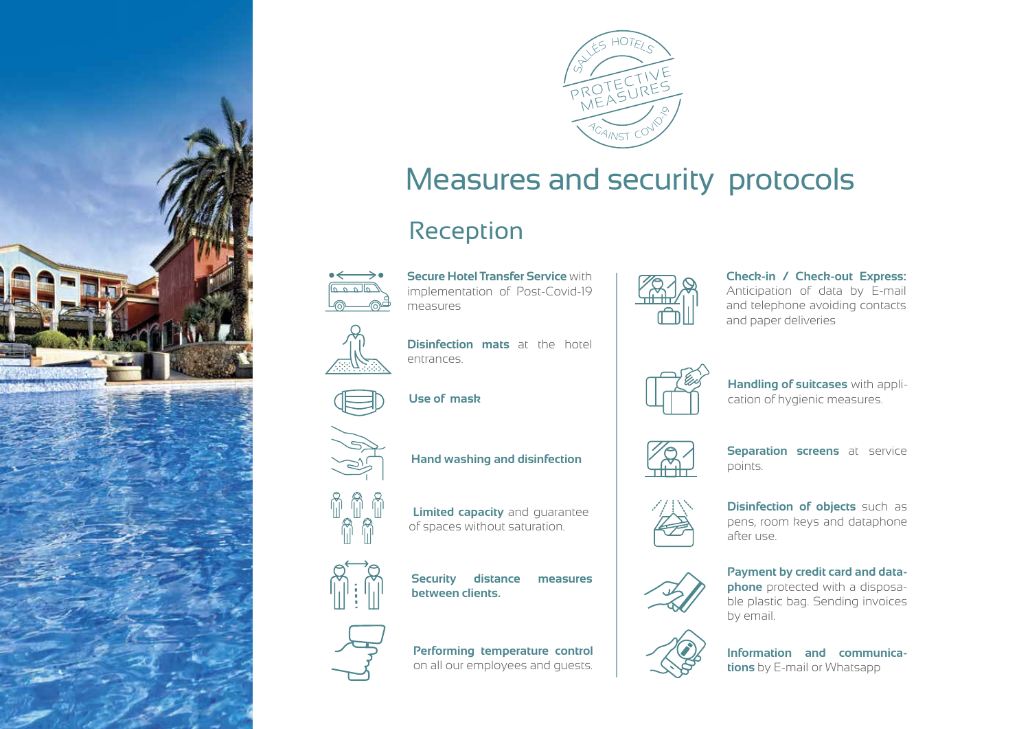SALLÉS HOTELS
PROTECTIVE MEASURES
AGAINST COVID-19

# Measures and security protocols

## Reception

**Secure Hotel Transfer Service** with implementation of Post-Covid-19 measures

**Disinfection mats** at the hotel entrances.

**Use of mask**

**Hand washing and disinfection**

**Limited capacity** and guarantee of spaces without saturation.

**Security distance measures between clients.**

**Performing temperature control** on all our employees and guests.

**Check-in / Check-out Express:** Anticipation of data by E-mail and telephone avoiding contacts and paper deliveries

**Handling of suitcases** with application of hygienic measures.

**Separation screens** at service points.

**Disinfection of objects** such as pens, room keys and dataphone after use.

**Payment by credit card and dataphone** protected with a disposable plastic bag. Sending invoices by email.

**Information and communications** by E-mail or Whatsapp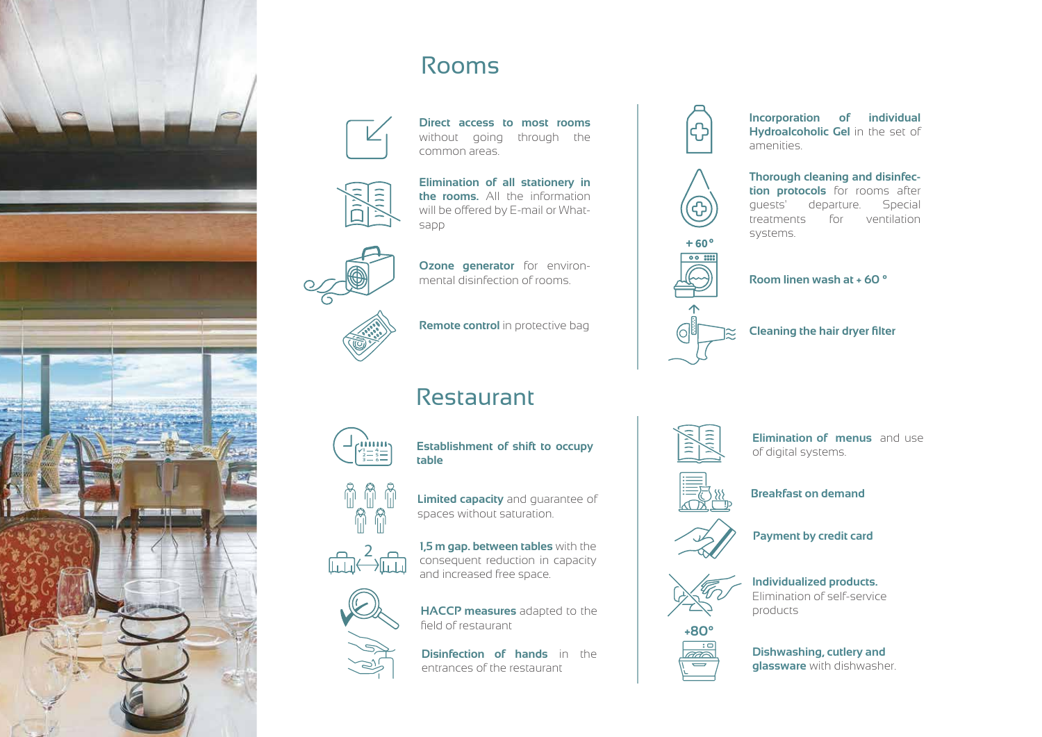## Rooms

**Direct access to most rooms** without going through the common areas.

**Elimination of all stationery in the rooms.** All the information will be offered by E-mail or Whatsapp

**Ozone generator** for environmental disinfection of rooms.

**Remote control** in protective bag

**Incorporation of individual Hydroalcoholic Gel** in the set of amenities.

**Thorough cleaning and disinfection protocols** for rooms after guests' departure. Special treatments for ventilation systems.

+ 60 °

**Room linen wash at + 60 °**

**Cleaning the hair dryer filter**

## Restaurant

**Establishment of shift to occupy table**

**Limited capacity** and guarantee of spaces without saturation.

**1,5 m gap. between tables** with the consequent reduction in capacity and increased free space.

**HACCP measures** adapted to the field of restaurant

**Disinfection of hands** in the entrances of the restaurant

**Elimination of menus** and use of digital systems.

**Breakfast on demand**

**Payment by credit card**

**Individualized products.** Elimination of self-service products

+80°

**Dishwashing, cutlery and glassware** with dishwasher.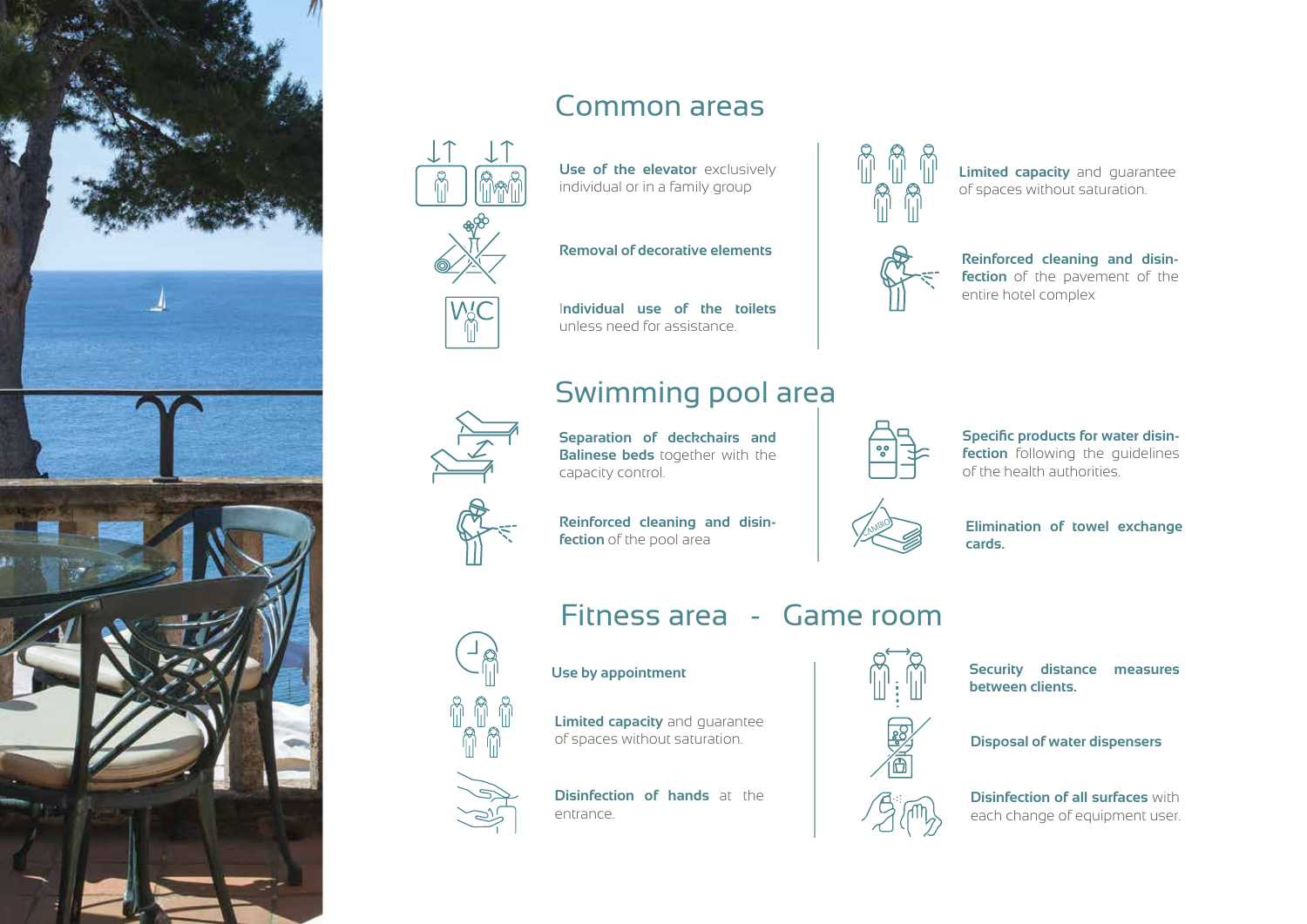## Common areas

**Use of the elevator** exclusively individual or in a family group

**Removal of decorative elements**

**Individual use of the toilets** unless need for assistance.

**Limited capacity** and guarantee of spaces without saturation.

**Reinforced cleaning and disinfection** of the pavement of the entire hotel complex

## Swimming pool area

**Separation of deckchairs and Balinese beds** together with the capacity control.

**Reinforced cleaning and disinfection** of the pool area

**Specific products for water disinfection** following the guidelines of the health authorities.

**Elimination of towel exchange cards.**

## Fitness area - Game room

**Use by appointment**

**Limited capacity** and guarantee of spaces without saturation.

**Disinfection of hands** at the entrance.

**Security distance measures between clients.**

**Disposal of water dispensers**

**Disinfection of all surfaces** with each change of equipment user.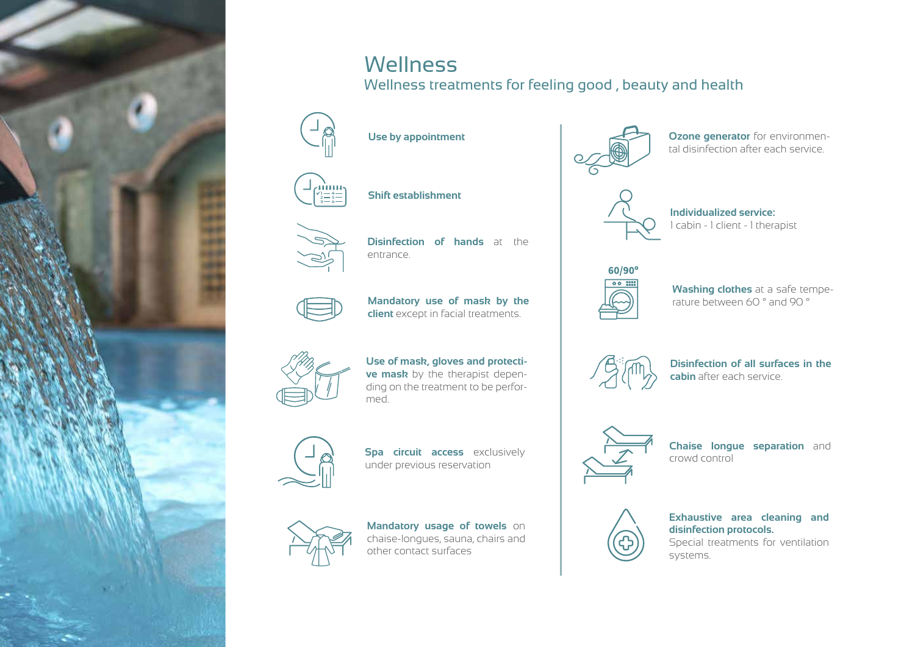# Wellness

## Wellness treatments for feeling good , beauty and health

**Use by appointment**

**Shift establishment**

**Disinfection of hands** at the entrance.

**Mandatory use of mask by the client** except in facial treatments.

**Use of mask, gloves and protective mask** by the therapist depending on the treatment to be performed.

**Spa circuit access** exclusively under previous reservation

**Mandatory usage of towels** on chaise-longues, sauna, chairs and other contact surfaces

**Ozone generator** for environmental disinfection after each service.

**Individualized service:**
1 cabin - 1 client - 1 therapist

60/90°

**Washing clothes** at a safe temperature between 60 ° and 90 °

**Disinfection of all surfaces in the cabin** after each service.

**Chaise longue separation** and crowd control

**Exhaustive area cleaning and disinfection protocols.**
Special treatments for ventilation systems.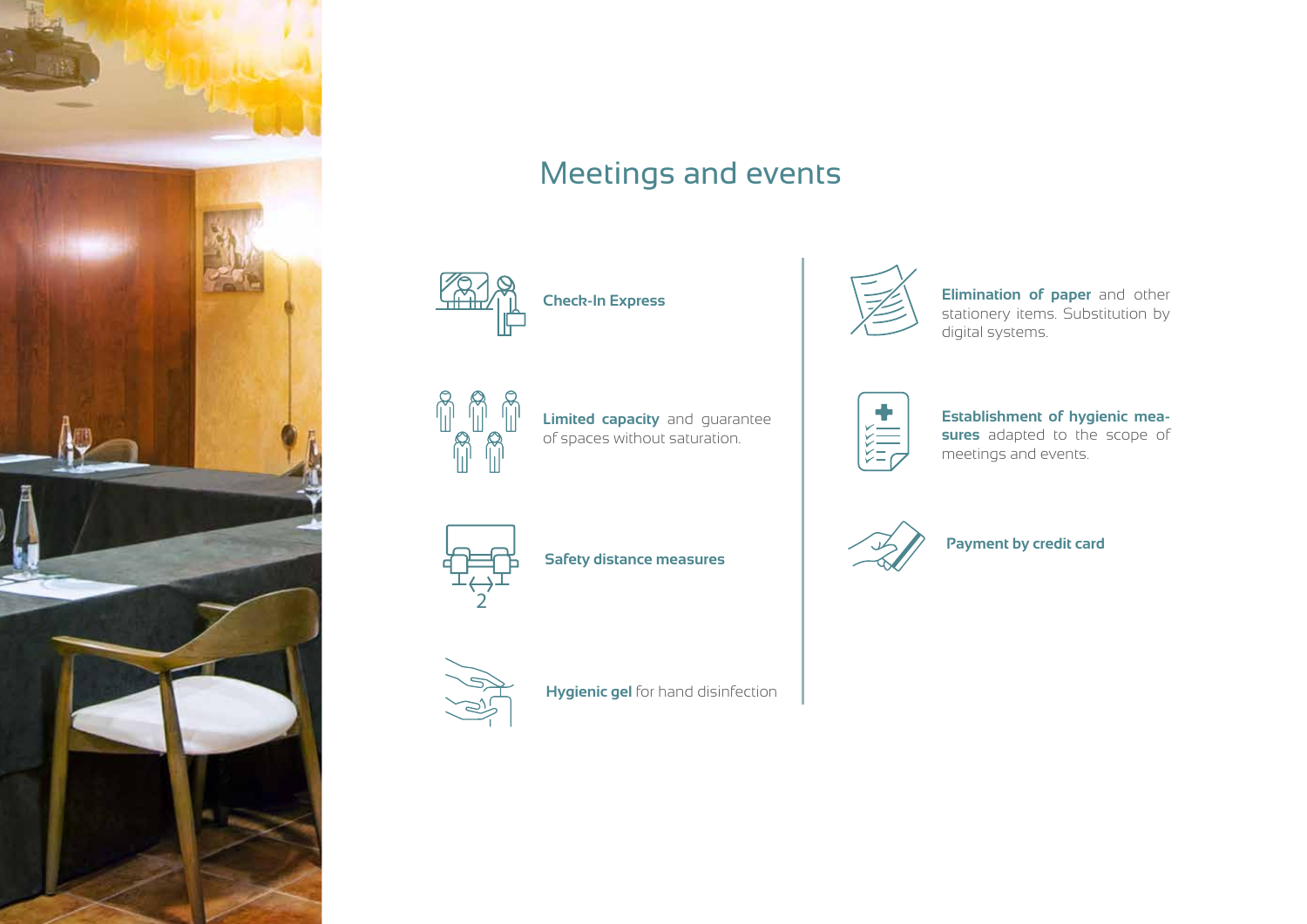# Meetings and events

- **Check-In Express**
- **Limited capacity** and guarantee of spaces without saturation.
- **Safety distance measures**
- **Hygienic gel** for hand disinfection
- **Elimination of paper** and other stationery items. Substitution by digital systems.
- **Establishment of hygienic measures** adapted to the scope of meetings and events.
- **Payment by credit card**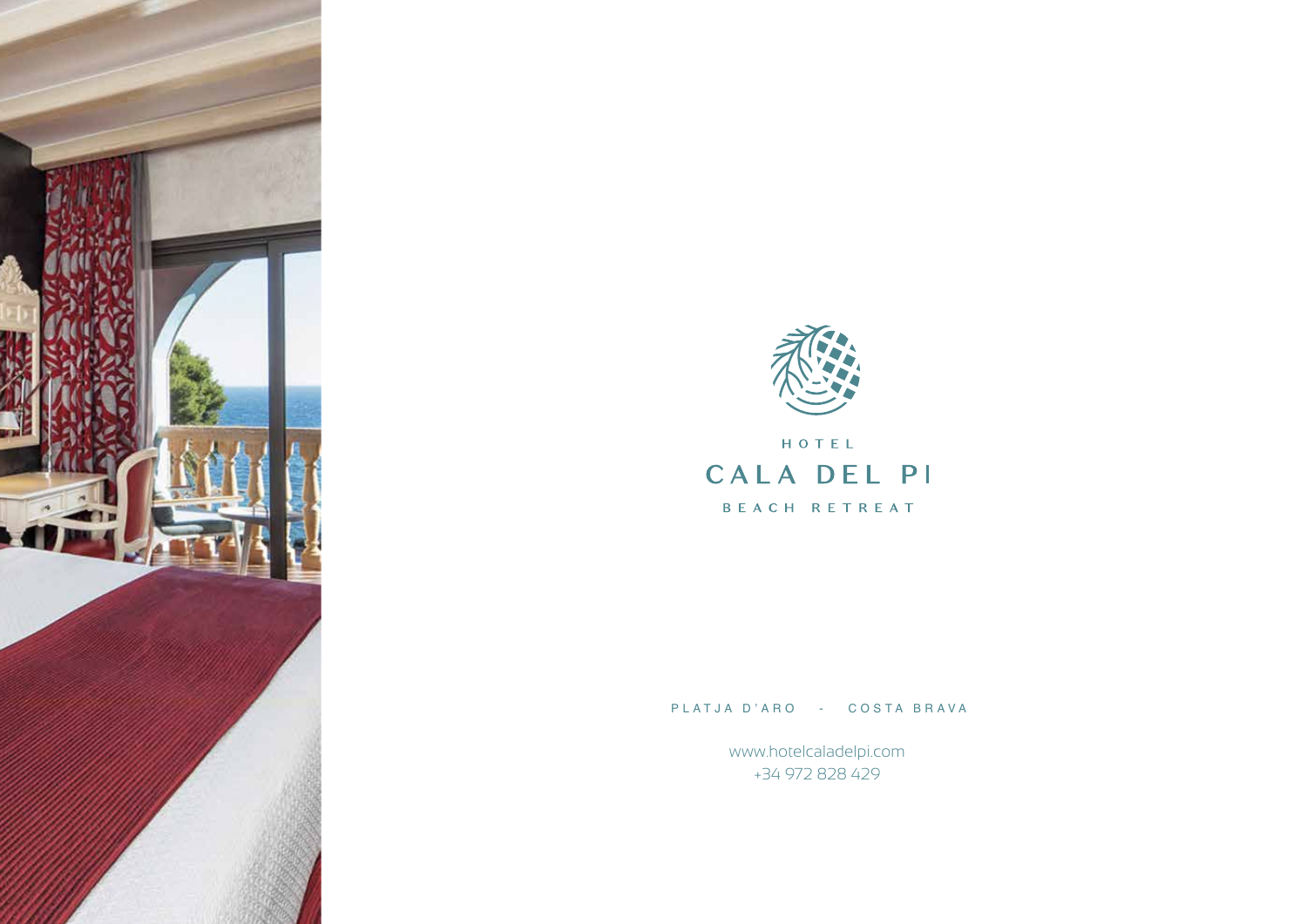HOTEL

# CALA DEL PI

BEACH RETREAT

PLATJA D'ARO - COSTA BRAVA

www.hotelcaladelpi.com
+34 972 828 429